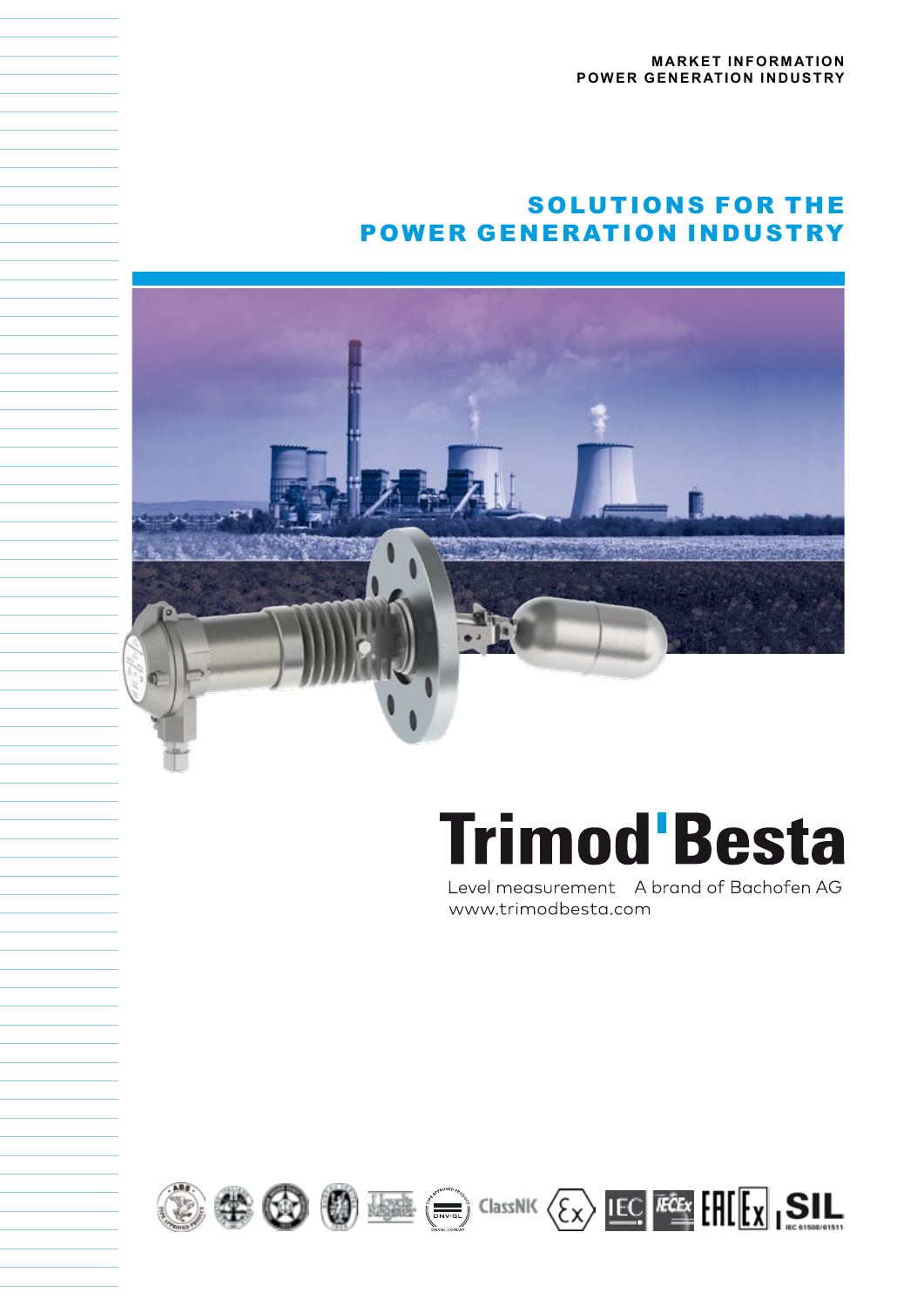MARKET INFORMATION
POWER GENERATION INDUSTRY

# SOLUTIONS FOR THE POWER GENERATION INDUSTRY

Trimod'Besta

Level measurement   A brand of Bachofen AG
www.trimodbesta.com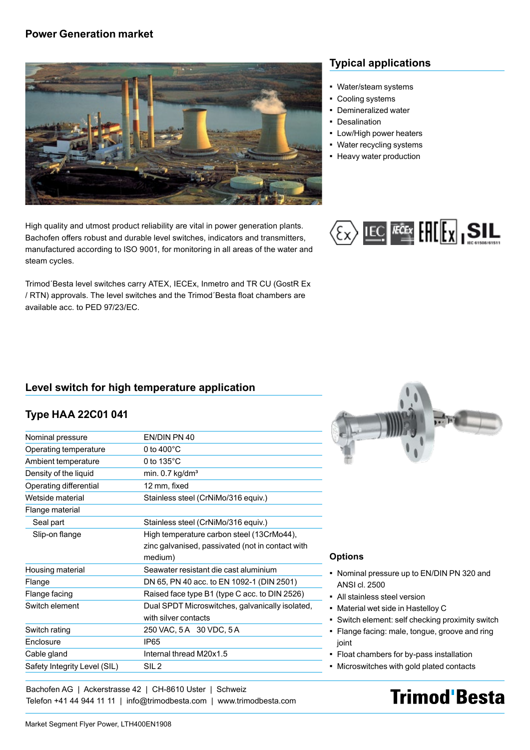## Power Generation market

### Typical applications

- Water/steam systems
- Cooling systems
- Demineralized water
- Desalination
- Low/High power heaters
- Water recycling systems
- Heavy water production

High quality and utmost product reliability are vital in power generation plants. Bachofen offers robust and durable level switches, indicators and transmitters, manufactured according to ISO 9001, for monitoring in all areas of the water and steam cycles.

Trimod´Besta level switches carry ATEX, IECEx, Inmetro and TR CU (GostR Ex / RTN) approvals. The level switches and the Trimod´Besta float chambers are available acc. to PED 97/23/EC.

## Level switch for high temperature application

### Type HAA 22C01 041

| | |
|---|---|
| Nominal pressure | EN/DIN PN 40 |
| Operating temperature | 0 to 400°C |
| Ambient temperature | 0 to 135°C |
| Density of the liquid | min. 0.7 kg/dm³ |
| Operating differential | 12 mm, fixed |
| Wetside material | Stainless steel (CrNiMo/316 equiv.) |
| Flange material | |
| Seal part | Stainless steel (CrNiMo/316 equiv.) |
| Slip-on flange | High temperature carbon steel (13CrMo44), zinc galvanised, passivated (not in contact with medium) |
| Housing material | Seawater resistant die cast aluminium |
| Flange | DN 65, PN 40 acc. to EN 1092-1 (DIN 2501) |
| Flange facing | Raised face type B1 (type C acc. to DIN 2526) |
| Switch element | Dual SPDT Microswitches, galvanically isolated, with silver contacts |
| Switch rating | 250 VAC, 5 A 30 VDC, 5 A |
| Enclosure | IP65 |
| Cable gland | Internal thread M20x1.5 |
| Safety Integrity Level (SIL) | SIL 2 |

### Options

- Nominal pressure up to EN/DIN PN 320 and ANSI cl. 2500
- All stainless steel version
- Material wet side in Hastelloy C
- Switch element: self checking proximity switch
- Flange facing: male, tongue, groove and ring joint
- Float chambers for by-pass installation
- Microswitches with gold plated contacts

Bachofen AG | Ackerstrasse 42 | CH-8610 Uster | Schweiz
Telefon +41 44 944 11 11 | info@trimodbesta.com | www.trimodbesta.com

Trimod'Besta

Market Segment Flyer Power, LTH400EN1908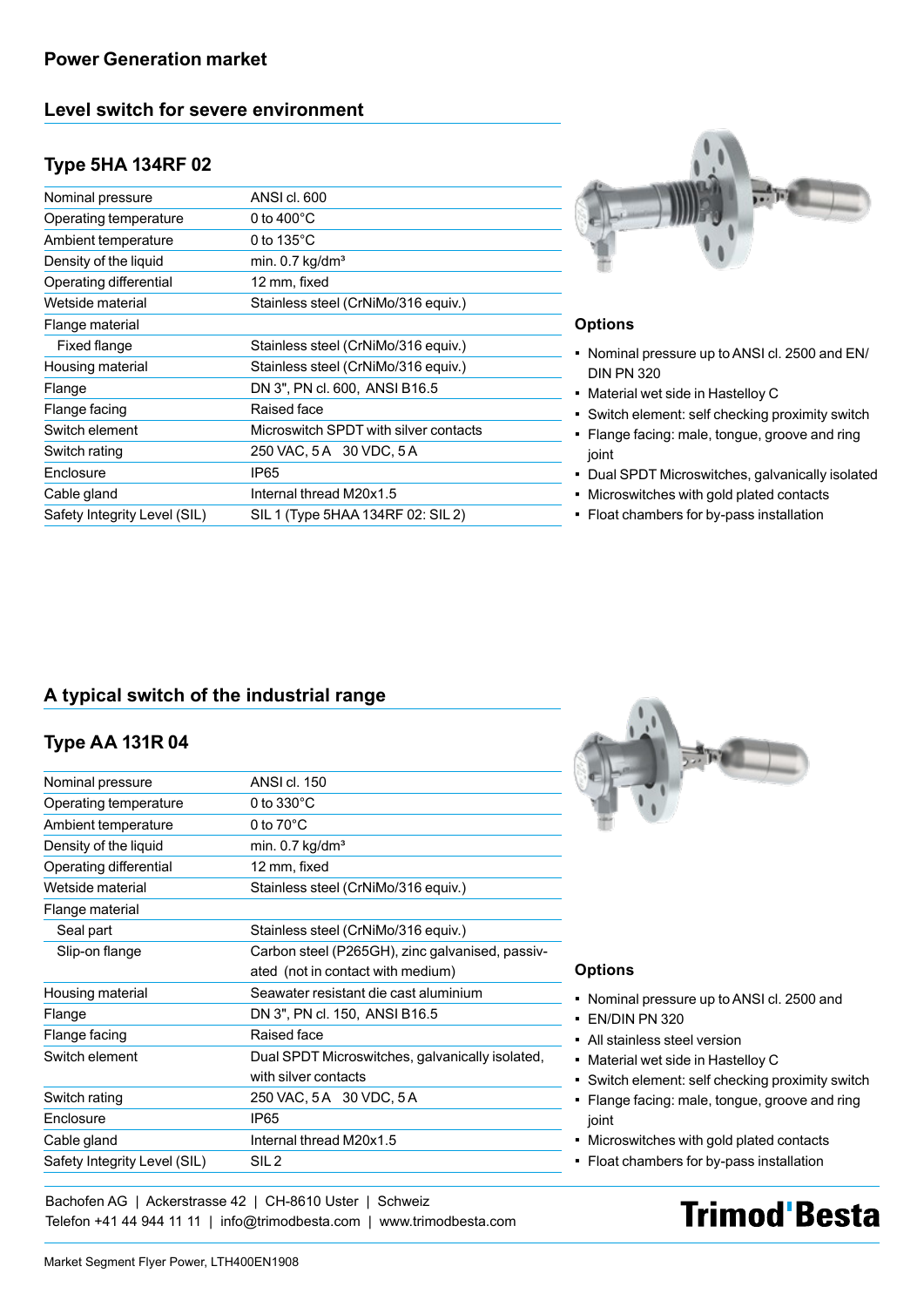# Power Generation market

## Level switch for severe environment

### Type 5HA 134RF 02

| | |
|---|---|
| Nominal pressure | ANSI cl. 600 |
| Operating temperature | 0 to 400°C |
| Ambient temperature | 0 to 135°C |
| Density of the liquid | min. 0.7 kg/dm³ |
| Operating differential | 12 mm, fixed |
| Wetside material | Stainless steel (CrNiMo/316 equiv.) |
| Flange material | |
| Fixed flange | Stainless steel (CrNiMo/316 equiv.) |
| Housing material | Stainless steel (CrNiMo/316 equiv.) |
| Flange | DN 3", PN cl. 600, ANSI B16.5 |
| Flange facing | Raised face |
| Switch element | Microswitch SPDT with silver contacts |
| Switch rating | 250 VAC, 5 A 30 VDC, 5 A |
| Enclosure | IP65 |
| Cable gland | Internal thread M20x1.5 |
| Safety Integrity Level (SIL) | SIL 1 (Type 5HAA 134RF 02: SIL 2) |

**Options**

- Nominal pressure up to ANSI cl. 2500 and EN/DIN PN 320
- Material wet side in Hastelloy C
- Switch element: self checking proximity switch
- Flange facing: male, tongue, groove and ring joint
- Dual SPDT Microswitches, galvanically isolated
- Microswitches with gold plated contacts
- Float chambers for by-pass installation

## A typical switch of the industrial range

### Type AA 131R 04

| | |
|---|---|
| Nominal pressure | ANSI cl. 150 |
| Operating temperature | 0 to 330°C |
| Ambient temperature | 0 to 70°C |
| Density of the liquid | min. 0.7 kg/dm³ |
| Operating differential | 12 mm, fixed |
| Wetside material | Stainless steel (CrNiMo/316 equiv.) |
| Flange material | |
| Seal part | Stainless steel (CrNiMo/316 equiv.) |
| Slip-on flange | Carbon steel (P265GH), zinc galvanised, passivated (not in contact with medium) |
| Housing material | Seawater resistant die cast aluminium |
| Flange | DN 3", PN cl. 150, ANSI B16.5 |
| Flange facing | Raised face |
| Switch element | Dual SPDT Microswitches, galvanically isolated, with silver contacts |
| Switch rating | 250 VAC, 5 A 30 VDC, 5 A |
| Enclosure | IP65 |
| Cable gland | Internal thread M20x1.5 |
| Safety Integrity Level (SIL) | SIL 2 |

**Options**

- Nominal pressure up to ANSI cl. 2500 and
- EN/DIN PN 320
- All stainless steel version
- Material wet side in Hastelloy C
- Switch element: self checking proximity switch
- Flange facing: male, tongue, groove and ring joint
- Microswitches with gold plated contacts
- Float chambers for by-pass installation

Bachofen AG | Ackerstrasse 42 | CH-8610 Uster | Schweiz
Telefon +41 44 944 11 11 | info@trimodbesta.com | www.trimodbesta.com

Trimod'Besta

Market Segment Flyer Power, LTH400EN1908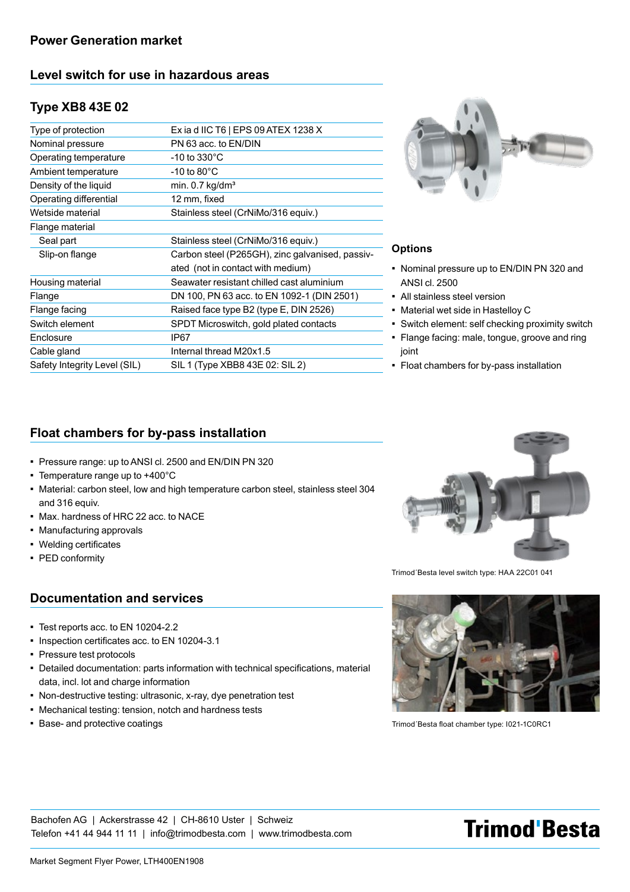## Power Generation market

### Level switch for use in hazardous areas

### Type XB8 43E 02

| | |
|---|---|
| Type of protection | Ex ia d IIC T6 \| EPS 09 ATEX 1238 X |
| Nominal pressure | PN 63 acc. to EN/DIN |
| Operating temperature | -10 to 330°C |
| Ambient temperature | -10 to 80°C |
| Density of the liquid | min. 0.7 kg/dm³ |
| Operating differential | 12 mm, fixed |
| Wetside material | Stainless steel (CrNiMo/316 equiv.) |
| Flange material | |
| Seal part | Stainless steel (CrNiMo/316 equiv.) |
| Slip-on flange | Carbon steel (P265GH), zinc galvanised, passivated (not in contact with medium) |
| Housing material | Seawater resistant chilled cast aluminium |
| Flange | DN 100, PN 63 acc. to EN 1092-1 (DIN 2501) |
| Flange facing | Raised face type B2 (type E, DIN 2526) |
| Switch element | SPDT Microswitch, gold plated contacts |
| Enclosure | IP67 |
| Cable gland | Internal thread M20x1.5 |
| Safety Integrity Level (SIL) | SIL 1 (Type XBB8 43E 02: SIL 2) |

### Options

- Nominal pressure up to EN/DIN PN 320 and ANSI cl. 2500
- All stainless steel version
- Material wet side in Hastelloy C
- Switch element: self checking proximity switch
- Flange facing: male, tongue, groove and ring joint
- Float chambers for by-pass installation

### Float chambers for by-pass installation

- Pressure range: up to ANSI cl. 2500 and EN/DIN PN 320
- Temperature range up to +400°C
- Material: carbon steel, low and high temperature carbon steel, stainless steel 304 and 316 equiv.
- Max. hardness of HRC 22 acc. to NACE
- Manufacturing approvals
- Welding certificates
- PED conformity

Trimod´Besta level switch type: HAA 22C01 041

### Documentation and services

- Test reports acc. to EN 10204-2.2
- Inspection certificates acc. to EN 10204-3.1
- Pressure test protocols
- Detailed documentation: parts information with technical specifications, material data, incl. lot and charge information
- Non-destructive testing: ultrasonic, x-ray, dye penetration test
- Mechanical testing: tension, notch and hardness tests
- Base- and protective coatings

Trimod´Besta float chamber type: I021-1C0RC1

Bachofen AG | Ackerstrasse 42 | CH-8610 Uster | Schweiz
Telefon +41 44 944 11 11 | info@trimodbesta.com | www.trimodbesta.com

Trimod'Besta

Market Segment Flyer Power, LTH400EN1908